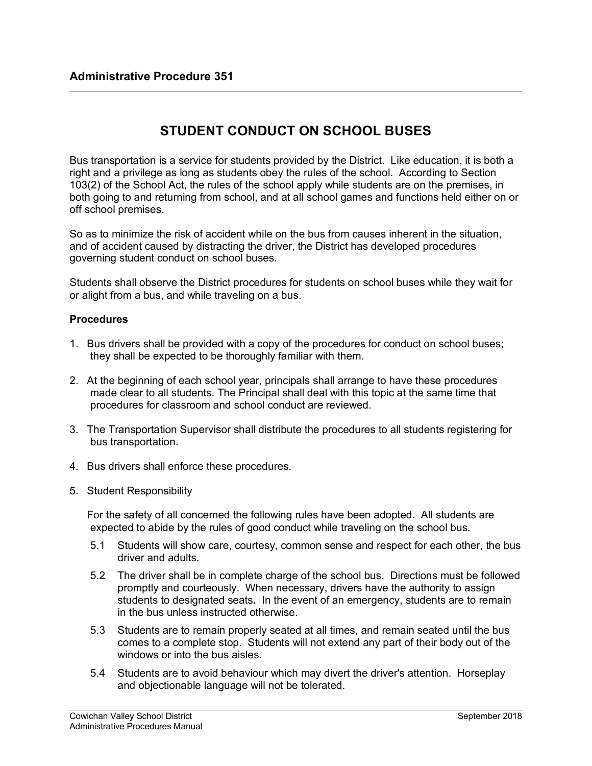**Administrative Procedure 351**

# STUDENT CONDUCT ON SCHOOL BUSES

Bus transportation is a service for students provided by the District. Like education, it is both a right and a privilege as long as students obey the rules of the school. According to Section 103(2) of the School Act, the rules of the school apply while students are on the premises, in both going to and returning from school, and at all school games and functions held either on or off school premises.

So as to minimize the risk of accident while on the bus from causes inherent in the situation, and of accident caused by distracting the driver, the District has developed procedures governing student conduct on school buses.

Students shall observe the District procedures for students on school buses while they wait for or alight from a bus, and while traveling on a bus.

## Procedures

1. Bus drivers shall be provided with a copy of the procedures for conduct on school buses; they shall be expected to be thoroughly familiar with them.

2. At the beginning of each school year, principals shall arrange to have these procedures made clear to all students. The Principal shall deal with this topic at the same time that procedures for classroom and school conduct are reviewed.

3. The Transportation Supervisor shall distribute the procedures to all students registering for bus transportation.

4. Bus drivers shall enforce these procedures.

5. Student Responsibility

   For the safety of all concerned the following rules have been adopted. All students are expected to abide by the rules of good conduct while traveling on the school bus.

   5.1 Students will show care, courtesy, common sense and respect for each other, the bus driver and adults.

   5.2 The driver shall be in complete charge of the school bus. Directions must be followed promptly and courteously. When necessary, drivers have the authority to assign students to designated seats. In the event of an emergency, students are to remain in the bus unless instructed otherwise.

   5.3 Students are to remain properly seated at all times, and remain seated until the bus comes to a complete stop. Students will not extend any part of their body out of the windows or into the bus aisles.

   5.4 Students are to avoid behaviour which may divert the driver's attention. Horseplay and objectionable language will not be tolerated.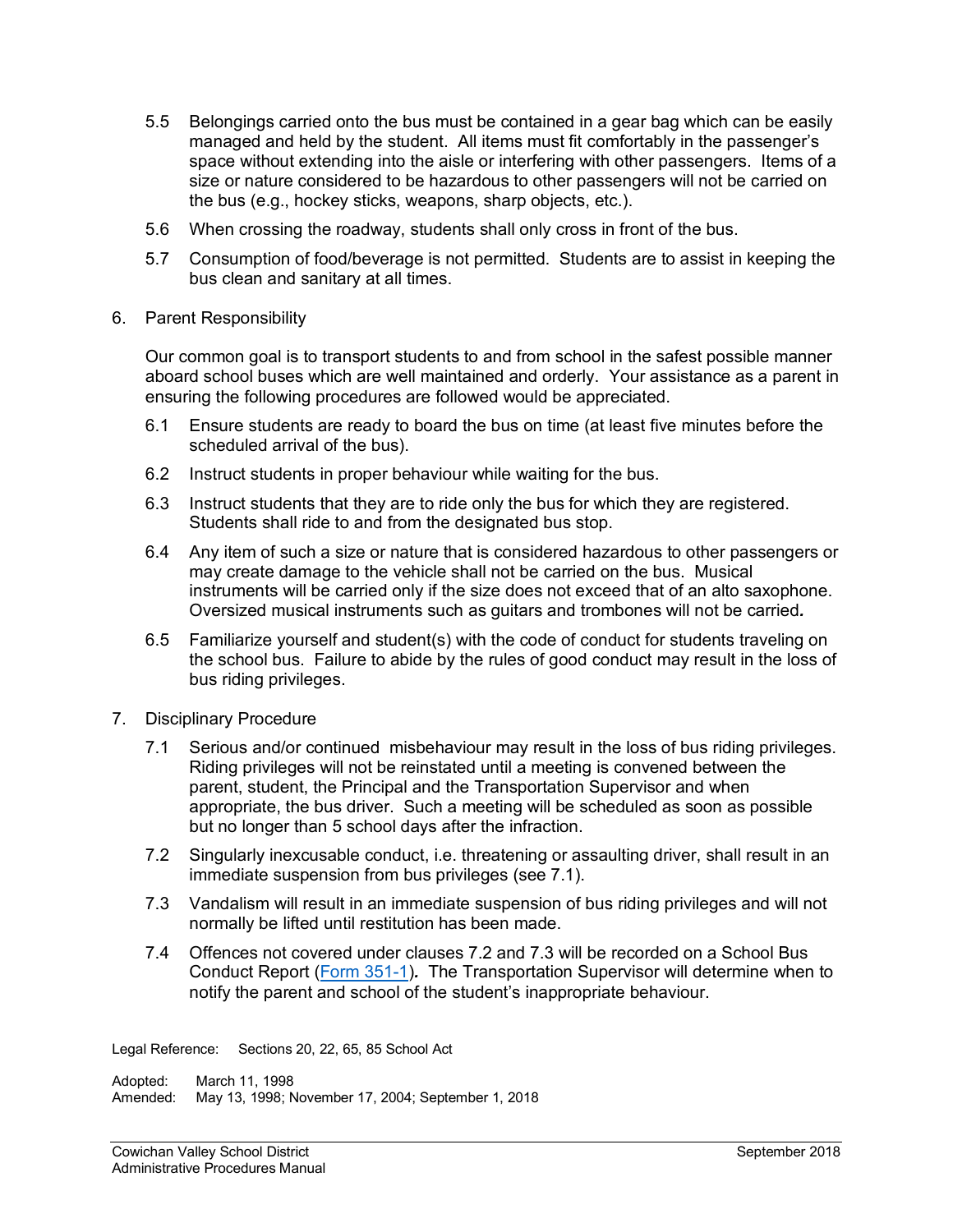5.5 Belongings carried onto the bus must be contained in a gear bag which can be easily managed and held by the student. All items must fit comfortably in the passenger's space without extending into the aisle or interfering with other passengers. Items of a size or nature considered to be hazardous to other passengers will not be carried on the bus (e.g., hockey sticks, weapons, sharp objects, etc.).

5.6 When crossing the roadway, students shall only cross in front of the bus.

5.7 Consumption of food/beverage is not permitted. Students are to assist in keeping the bus clean and sanitary at all times.

6. Parent Responsibility

Our common goal is to transport students to and from school in the safest possible manner aboard school buses which are well maintained and orderly. Your assistance as a parent in ensuring the following procedures are followed would be appreciated.

6.1 Ensure students are ready to board the bus on time (at least five minutes before the scheduled arrival of the bus).

6.2 Instruct students in proper behaviour while waiting for the bus.

6.3 Instruct students that they are to ride only the bus for which they are registered. Students shall ride to and from the designated bus stop.

6.4 Any item of such a size or nature that is considered hazardous to other passengers or may create damage to the vehicle shall not be carried on the bus. Musical instruments will be carried only if the size does not exceed that of an alto saxophone. Oversized musical instruments such as guitars and trombones will not be carried.

6.5 Familiarize yourself and student(s) with the code of conduct for students traveling on the school bus. Failure to abide by the rules of good conduct may result in the loss of bus riding privileges.

7. Disciplinary Procedure

7.1 Serious and/or continued misbehaviour may result in the loss of bus riding privileges. Riding privileges will not be reinstated until a meeting is convened between the parent, student, the Principal and the Transportation Supervisor and when appropriate, the bus driver. Such a meeting will be scheduled as soon as possible but no longer than 5 school days after the infraction.

7.2 Singularly inexcusable conduct, i.e. threatening or assaulting driver, shall result in an immediate suspension from bus privileges (see 7.1).

7.3 Vandalism will result in an immediate suspension of bus riding privileges and will not normally be lifted until restitution has been made.

7.4 Offences not covered under clauses 7.2 and 7.3 will be recorded on a School Bus Conduct Report (Form 351-1). The Transportation Supervisor will determine when to notify the parent and school of the student's inappropriate behaviour.

Legal Reference: Sections 20, 22, 65, 85 School Act

Adopted: March 11, 1998
Amended: May 13, 1998; November 17, 2004; September 1, 2018